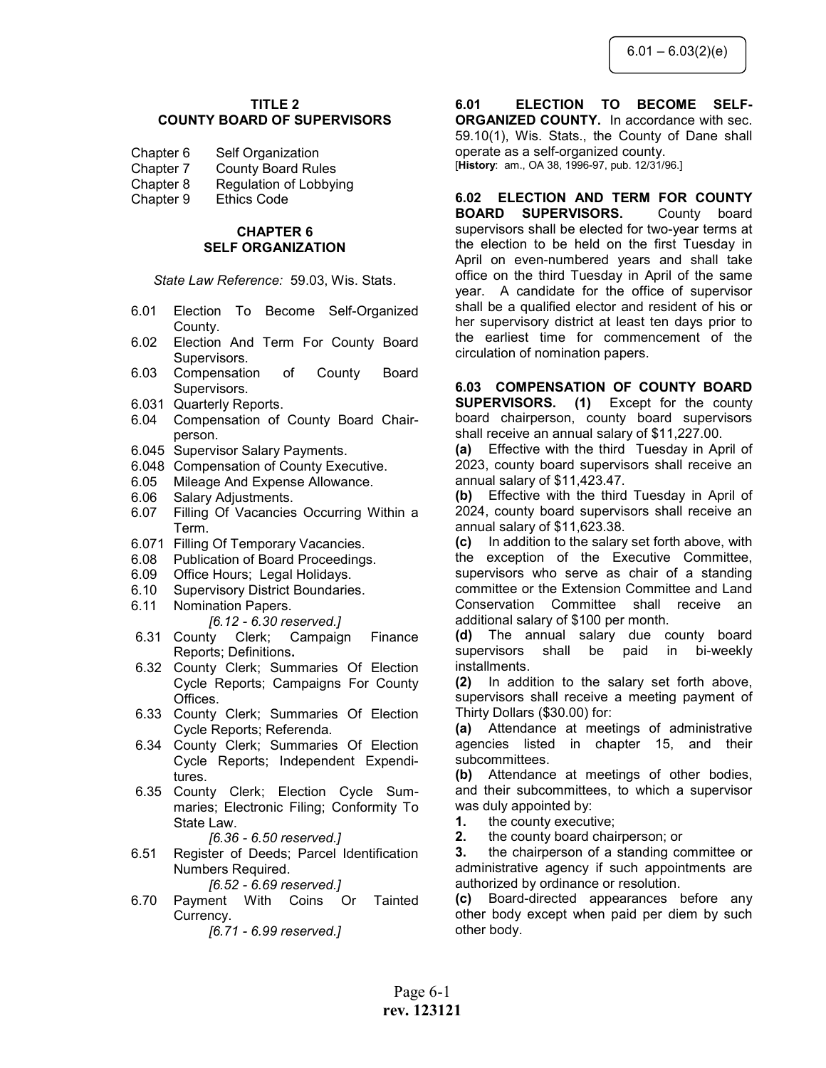# TITLE 2
# COUNTY BOARD OF SUPERVISORS

Chapter 6 Self Organization
Chapter 7 County Board Rules
Chapter 8 Regulation of Lobbying
Chapter 9 Ethics Code

## CHAPTER 6
## SELF ORGANIZATION

*State Law Reference:* 59.03, Wis. Stats.

6.01 Election To Become Self-Organized County.
6.02 Election And Term For County Board Supervisors.
6.03 Compensation of County Board Supervisors.
6.031 Quarterly Reports.
6.04 Compensation of County Board Chairperson.
6.045 Supervisor Salary Payments.
6.048 Compensation of County Executive.
6.05 Mileage And Expense Allowance.
6.06 Salary Adjustments.
6.07 Filling Of Vacancies Occurring Within a Term.
6.071 Filling Of Temporary Vacancies.
6.08 Publication of Board Proceedings.
6.09 Office Hours; Legal Holidays.
6.10 Supervisory District Boundaries.
6.11 Nomination Papers.
*[6.12 - 6.30 reserved.]*
6.31 County Clerk; Campaign Finance Reports; Definitions**.**
6.32 County Clerk; Summaries Of Election Cycle Reports; Campaigns For County Offices.
6.33 County Clerk; Summaries Of Election Cycle Reports; Referenda.
6.34 County Clerk; Summaries Of Election Cycle Reports; Independent Expenditures.
6.35 County Clerk; Election Cycle Summaries; Electronic Filing; Conformity To State Law.
*[6.36 - 6.50 reserved.]*
6.51 Register of Deeds; Parcel Identification Numbers Required.
*[6.52 - 6.69 reserved.]*
6.70 Payment With Coins Or Tainted Currency.
*[6.71 - 6.99 reserved.]*

**6.01 ELECTION TO BECOME SELF-ORGANIZED COUNTY.** In accordance with sec. 59.10(1), Wis. Stats., the County of Dane shall operate as a self-organized county.
[**History**: am., OA 38, 1996-97, pub. 12/31/96.]

**6.02 ELECTION AND TERM FOR COUNTY BOARD SUPERVISORS.** County board supervisors shall be elected for two-year terms at the election to be held on the first Tuesday in April on even-numbered years and shall take office on the third Tuesday in April of the same year. A candidate for the office of supervisor shall be a qualified elector and resident of his or her supervisory district at least ten days prior to the earliest time for commencement of the circulation of nomination papers.

**6.03 COMPENSATION OF COUNTY BOARD SUPERVISORS. (1)** Except for the county board chairperson, county board supervisors shall receive an annual salary of $11,227.00.

**(a)** Effective with the third Tuesday in April of 2023, county board supervisors shall receive an annual salary of $11,423.47.

**(b)** Effective with the third Tuesday in April of 2024, county board supervisors shall receive an annual salary of $11,623.38.

**(c)** In addition to the salary set forth above, with the exception of the Executive Committee, supervisors who serve as chair of a standing committee or the Extension Committee and Land Conservation Committee shall receive an additional salary of $100 per month.

**(d)** The annual salary due county board supervisors shall be paid in bi-weekly installments.

**(2)** In addition to the salary set forth above, supervisors shall receive a meeting payment of Thirty Dollars ($30.00) for:

**(a)** Attendance at meetings of administrative agencies listed in chapter 15, and their subcommittees.

**(b)** Attendance at meetings of other bodies, and their subcommittees, to which a supervisor was duly appointed by:

**1.** the county executive;

**2.** the county board chairperson; or

**3.** the chairperson of a standing committee or administrative agency if such appointments are authorized by ordinance or resolution.

**(c)** Board-directed appearances before any other body except when paid per diem by such other body.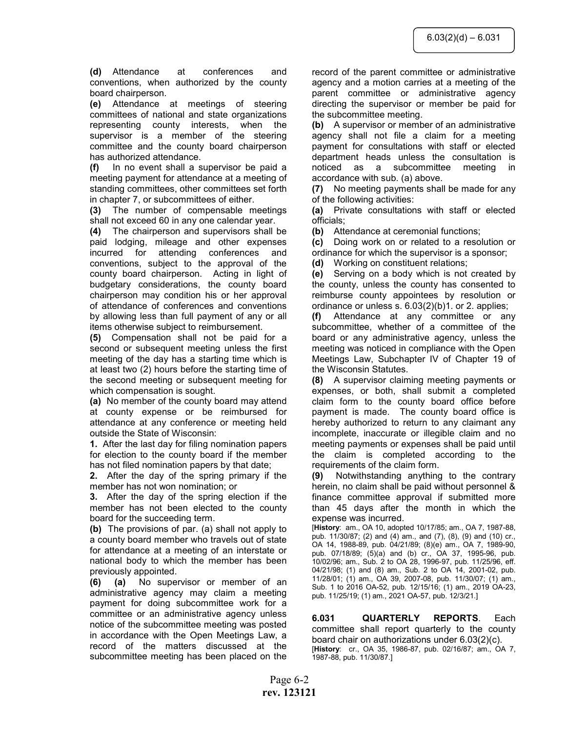**(d)** Attendance at conferences and conventions, when authorized by the county board chairperson.

**(e)** Attendance at meetings of steering committees of national and state organizations representing county interests, when the supervisor is a member of the steering committee and the county board chairperson has authorized attendance.

**(f)** In no event shall a supervisor be paid a meeting payment for attendance at a meeting of standing committees, other committees set forth in chapter 7, or subcommittees of either.

**(3)** The number of compensable meetings shall not exceed 60 in any one calendar year.

**(4)** The chairperson and supervisors shall be paid lodging, mileage and other expenses incurred for attending conferences and conventions, subject to the approval of the county board chairperson. Acting in light of budgetary considerations, the county board chairperson may condition his or her approval of attendance of conferences and conventions by allowing less than full payment of any or all items otherwise subject to reimbursement.

**(5)** Compensation shall not be paid for a second or subsequent meeting unless the first meeting of the day has a starting time which is at least two (2) hours before the starting time of the second meeting or subsequent meeting for which compensation is sought.

**(a)** No member of the county board may attend at county expense or be reimbursed for attendance at any conference or meeting held outside the State of Wisconsin:

**1.** After the last day for filing nomination papers for election to the county board if the member has not filed nomination papers by that date;

**2.** After the day of the spring primary if the member has not won nomination; or

**3.** After the day of the spring election if the member has not been elected to the county board for the succeeding term.

**(b)** The provisions of par. (a) shall not apply to a county board member who travels out of state for attendance at a meeting of an interstate or national body to which the member has been previously appointed.

**(6) (a)** No supervisor or member of an administrative agency may claim a meeting payment for doing subcommittee work for a committee or an administrative agency unless notice of the subcommittee meeting was posted in accordance with the Open Meetings Law, a record of the matters discussed at the subcommittee meeting has been placed on the record of the parent committee or administrative agency and a motion carries at a meeting of the parent committee or administrative agency directing the supervisor or member be paid for the subcommittee meeting.

**(b)** A supervisor or member of an administrative agency shall not file a claim for a meeting payment for consultations with staff or elected department heads unless the consultation is noticed as a subcommittee meeting in accordance with sub. (a) above.

**(7)** No meeting payments shall be made for any of the following activities:

**(a)** Private consultations with staff or elected officials;

**(b)** Attendance at ceremonial functions;

**(c)** Doing work on or related to a resolution or ordinance for which the supervisor is a sponsor;

**(d)** Working on constituent relations;

**(e)** Serving on a body which is not created by the county, unless the county has consented to reimburse county appointees by resolution or ordinance or unless s. 6.03(2)(b)1. or 2. applies;

**(f)** Attendance at any committee or any subcommittee, whether of a committee of the board or any administrative agency, unless the meeting was noticed in compliance with the Open Meetings Law, Subchapter IV of Chapter 19 of the Wisconsin Statutes.

**(8)** A supervisor claiming meeting payments or expenses, or both, shall submit a completed claim form to the county board office before payment is made. The county board office is hereby authorized to return to any claimant any incomplete, inaccurate or illegible claim and no meeting payments or expenses shall be paid until the claim is completed according to the requirements of the claim form.

**(9)** Notwithstanding anything to the contrary herein, no claim shall be paid without personnel & finance committee approval if submitted more than 45 days after the month in which the expense was incurred.

[**History**: am., OA 10, adopted 10/17/85; am., OA 7, 1987-88, pub. 11/30/87; (2) and (4) am., and (7), (8), (9) and (10) cr., OA 14, 1988-89, pub. 04/21/89; (8)(e) am., OA 7, 1989-90, pub. 07/18/89; (5)(a) and (b) cr., OA 37, 1995-96, pub. 10/02/96; am., Sub. 2 to OA 28, 1996-97, pub. 11/25/96, eff. 04/21/98; (1) and (8) am., Sub. 2 to OA 14, 2001-02, pub. 11/28/01; (1) am., OA 39, 2007-08, pub. 11/30/07; (1) am., Sub. 1 to 2016 OA-52, pub. 12/15/16; (1) am., 2019 OA-23, pub. 11/25/19; (1) am., 2021 OA-57, pub. 12/3/21.]

**6.031 QUARTERLY REPORTS**. Each committee shall report quarterly to the county board chair on authorizations under 6.03(2)(c).

[**History**: cr., OA 35, 1986-87, pub. 02/16/87; am., OA 7, 1987-88, pub. 11/30/87.]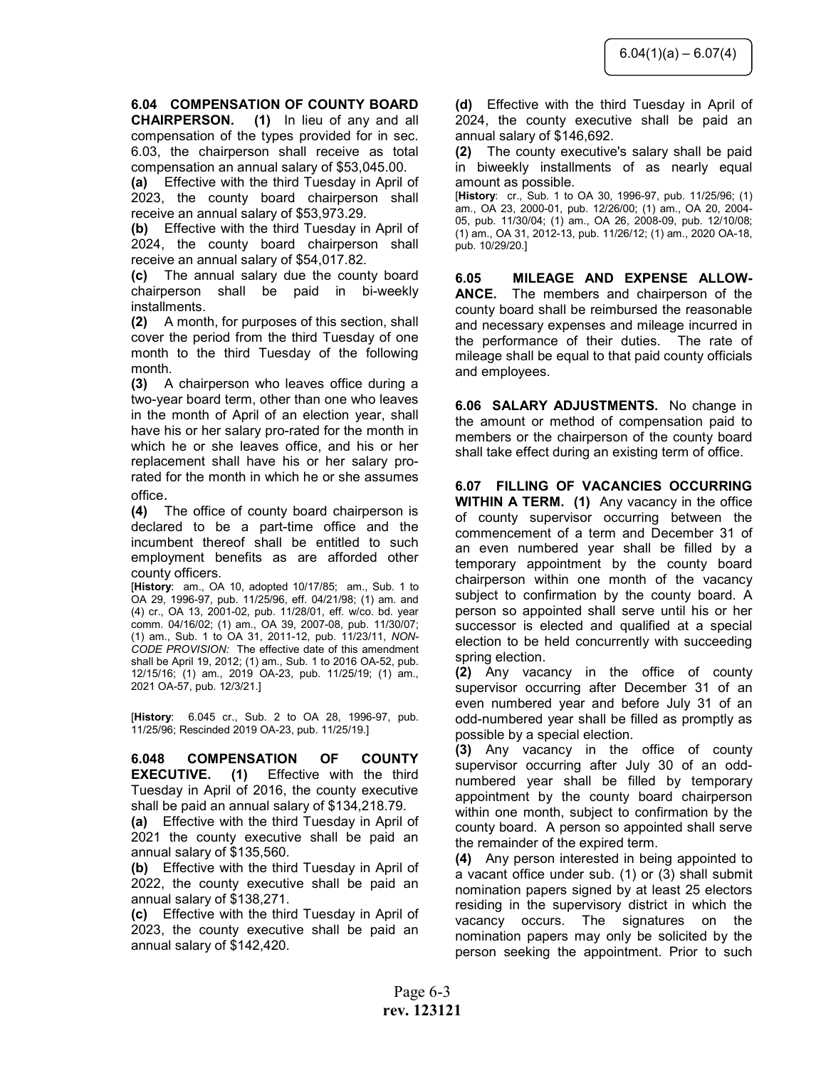**6.04 COMPENSATION OF COUNTY BOARD CHAIRPERSON.** **(1)** In lieu of any and all compensation of the types provided for in sec. 6.03, the chairperson shall receive as total compensation an annual salary of $53,045.00.

**(a)** Effective with the third Tuesday in April of 2023, the county board chairperson shall receive an annual salary of $53,973.29.

**(b)** Effective with the third Tuesday in April of 2024, the county board chairperson shall receive an annual salary of $54,017.82.

**(c)** The annual salary due the county board chairperson shall be paid in bi-weekly installments.

**(2)** A month, for purposes of this section, shall cover the period from the third Tuesday of one month to the third Tuesday of the following month.

**(3)** A chairperson who leaves office during a two-year board term, other than one who leaves in the month of April of an election year, shall have his or her salary pro-rated for the month in which he or she leaves office, and his or her replacement shall have his or her salary pro-rated for the month in which he or she assumes office.

**(4)** The office of county board chairperson is declared to be a part-time office and the incumbent thereof shall be entitled to such employment benefits as are afforded other county officers.

[**History**: am., OA 10, adopted 10/17/85; am., Sub. 1 to OA 29, 1996-97, pub. 11/25/96, eff. 04/21/98; (1) am. and (4) cr., OA 13, 2001-02, pub. 11/28/01, eff. w/co. bd. year comm. 04/16/02; (1) am., OA 39, 2007-08, pub. 11/30/07; (1) am., Sub. 1 to OA 31, 2011-12, pub. 11/23/11, *NON-CODE PROVISION:* The effective date of this amendment shall be April 19, 2012; (1) am., Sub. 1 to 2016 OA-52, pub. 12/15/16; (1) am., 2019 OA-23, pub. 11/25/19; (1) am., 2021 OA-57, pub. 12/3/21.]

[**History**: 6.045 cr., Sub. 2 to OA 28, 1996-97, pub. 11/25/96; Rescinded 2019 OA-23, pub. 11/25/19.]

**6.048 COMPENSATION OF COUNTY EXECUTIVE.** **(1)** Effective with the third Tuesday in April of 2016, the county executive shall be paid an annual salary of $134,218.79.

**(a)** Effective with the third Tuesday in April of 2021 the county executive shall be paid an annual salary of $135,560.

**(b)** Effective with the third Tuesday in April of 2022, the county executive shall be paid an annual salary of $138,271.

**(c)** Effective with the third Tuesday in April of 2023, the county executive shall be paid an annual salary of $142,420.

**(d)** Effective with the third Tuesday in April of 2024, the county executive shall be paid an annual salary of $146,692.

**(2)** The county executive's salary shall be paid in biweekly installments of as nearly equal amount as possible.

[**History**: cr., Sub. 1 to OA 30, 1996-97, pub. 11/25/96; (1) am., OA 23, 2000-01, pub. 12/26/00; (1) am., OA 20, 2004-05, pub. 11/30/04; (1) am., OA 26, 2008-09, pub. 12/10/08; (1) am., OA 31, 2012-13, pub. 11/26/12; (1) am., 2020 OA-18, pub. 10/29/20.]

**6.05 MILEAGE AND EXPENSE ALLOWANCE.** The members and chairperson of the county board shall be reimbursed the reasonable and necessary expenses and mileage incurred in the performance of their duties. The rate of mileage shall be equal to that paid county officials and employees.

**6.06 SALARY ADJUSTMENTS.** No change in the amount or method of compensation paid to members or the chairperson of the county board shall take effect during an existing term of office.

**6.07 FILLING OF VACANCIES OCCURRING WITHIN A TERM.** **(1)** Any vacancy in the office of county supervisor occurring between the commencement of a term and December 31 of an even numbered year shall be filled by a temporary appointment by the county board chairperson within one month of the vacancy subject to confirmation by the county board. A person so appointed shall serve until his or her successor is elected and qualified at a special election to be held concurrently with succeeding spring election.

**(2)** Any vacancy in the office of county supervisor occurring after December 31 of an even numbered year and before July 31 of an odd-numbered year shall be filled as promptly as possible by a special election.

**(3)** Any vacancy in the office of county supervisor occurring after July 30 of an odd-numbered year shall be filled by temporary appointment by the county board chairperson within one month, subject to confirmation by the county board. A person so appointed shall serve the remainder of the expired term.

**(4)** Any person interested in being appointed to a vacant office under sub. (1) or (3) shall submit nomination papers signed by at least 25 electors residing in the supervisory district in which the vacancy occurs. The signatures on the nomination papers may only be solicited by the person seeking the appointment. Prior to such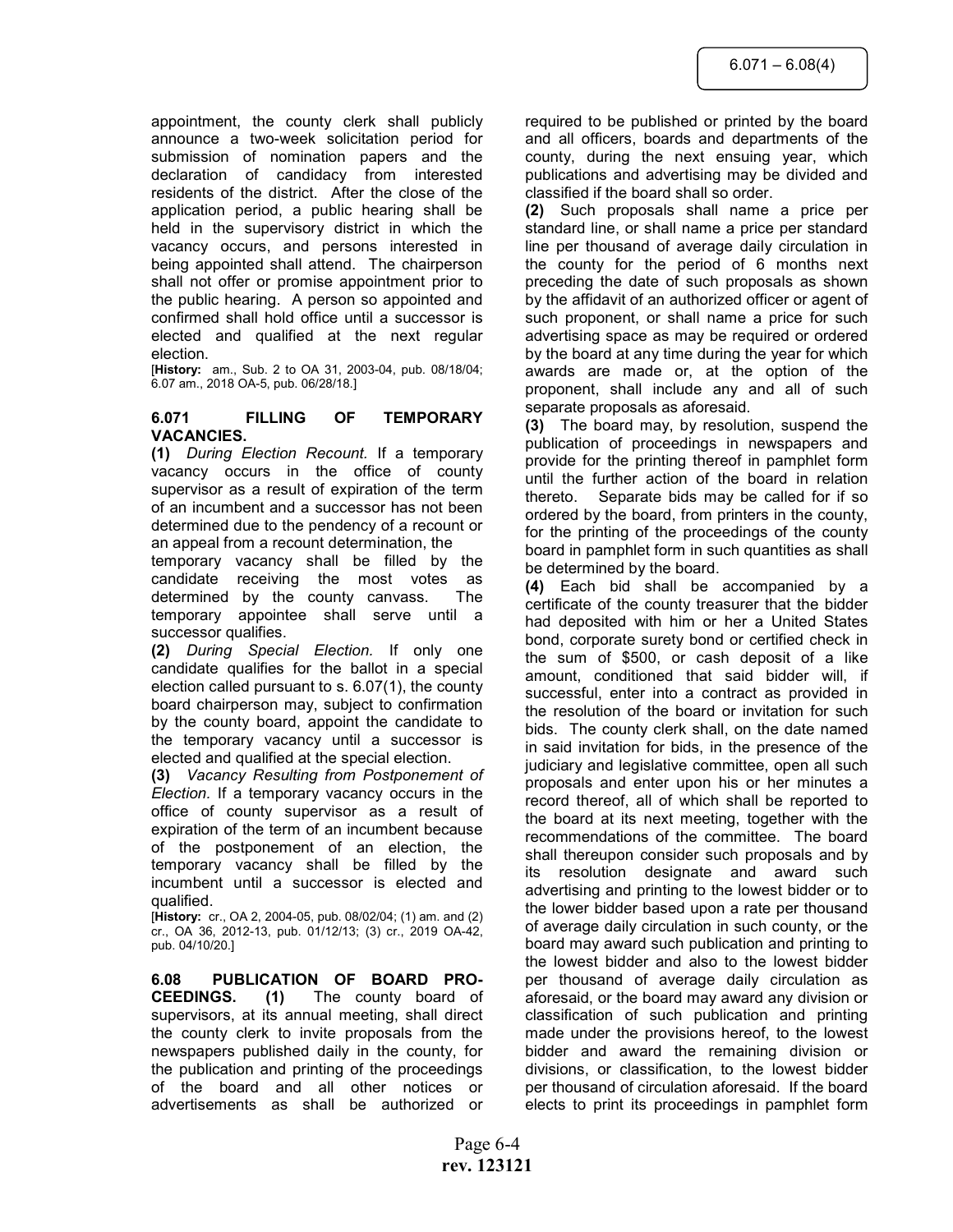appointment, the county clerk shall publicly announce a two-week solicitation period for submission of nomination papers and the declaration of candidacy from interested residents of the district. After the close of the application period, a public hearing shall be held in the supervisory district in which the vacancy occurs, and persons interested in being appointed shall attend. The chairperson shall not offer or promise appointment prior to the public hearing. A person so appointed and confirmed shall hold office until a successor is elected and qualified at the next regular election.

[**History:** am., Sub. 2 to OA 31, 2003-04, pub. 08/18/04; 6.07 am., 2018 OA-5, pub. 06/28/18.]

### 6.071 FILLING OF TEMPORARY VACANCIES.

**(1)** *During Election Recount.* If a temporary vacancy occurs in the office of county supervisor as a result of expiration of the term of an incumbent and a successor has not been determined due to the pendency of a recount or an appeal from a recount determination, the temporary vacancy shall be filled by the candidate receiving the most votes as determined by the county canvass. The temporary appointee shall serve until a successor qualifies.

**(2)** *During Special Election.* If only one candidate qualifies for the ballot in a special election called pursuant to s. 6.07(1), the county board chairperson may, subject to confirmation by the county board, appoint the candidate to the temporary vacancy until a successor is elected and qualified at the special election.

**(3)** *Vacancy Resulting from Postponement of Election.* If a temporary vacancy occurs in the office of county supervisor as a result of expiration of the term of an incumbent because of the postponement of an election, the temporary vacancy shall be filled by the incumbent until a successor is elected and qualified.

[**History:** cr., OA 2, 2004-05, pub. 08/02/04; (1) am. and (2) cr., OA 36, 2012-13, pub. 01/12/13; (3) cr., 2019 OA-42, pub. 04/10/20.]

### 6.08 PUBLICATION OF BOARD PROCEEDINGS.

**(1)** The county board of supervisors, at its annual meeting, shall direct the county clerk to invite proposals from the newspapers published daily in the county, for the publication and printing of the proceedings of the board and all other notices or advertisements as shall be authorized or required to be published or printed by the board and all officers, boards and departments of the county, during the next ensuing year, which publications and advertising may be divided and classified if the board shall so order.

**(2)** Such proposals shall name a price per standard line, or shall name a price per standard line per thousand of average daily circulation in the county for the period of 6 months next preceding the date of such proposals as shown by the affidavit of an authorized officer or agent of such proponent, or shall name a price for such advertising space as may be required or ordered by the board at any time during the year for which awards are made or, at the option of the proponent, shall include any and all of such separate proposals as aforesaid.

**(3)** The board may, by resolution, suspend the publication of proceedings in newspapers and provide for the printing thereof in pamphlet form until the further action of the board in relation thereto. Separate bids may be called for if so ordered by the board, from printers in the county, for the printing of the proceedings of the county board in pamphlet form in such quantities as shall be determined by the board.

**(4)** Each bid shall be accompanied by a certificate of the county treasurer that the bidder had deposited with him or her a United States bond, corporate surety bond or certified check in the sum of $500, or cash deposit of a like amount, conditioned that said bidder will, if successful, enter into a contract as provided in the resolution of the board or invitation for such bids. The county clerk shall, on the date named in said invitation for bids, in the presence of the judiciary and legislative committee, open all such proposals and enter upon his or her minutes a record thereof, all of which shall be reported to the board at its next meeting, together with the recommendations of the committee. The board shall thereupon consider such proposals and by its resolution designate and award such advertising and printing to the lowest bidder or to the lower bidder based upon a rate per thousand of average daily circulation in such county, or the board may award such publication and printing to the lowest bidder and also to the lowest bidder per thousand of average daily circulation as aforesaid, or the board may award any division or classification of such publication and printing made under the provisions hereof, to the lowest bidder and award the remaining division or divisions, or classification, to the lowest bidder per thousand of circulation aforesaid. If the board elects to print its proceedings in pamphlet form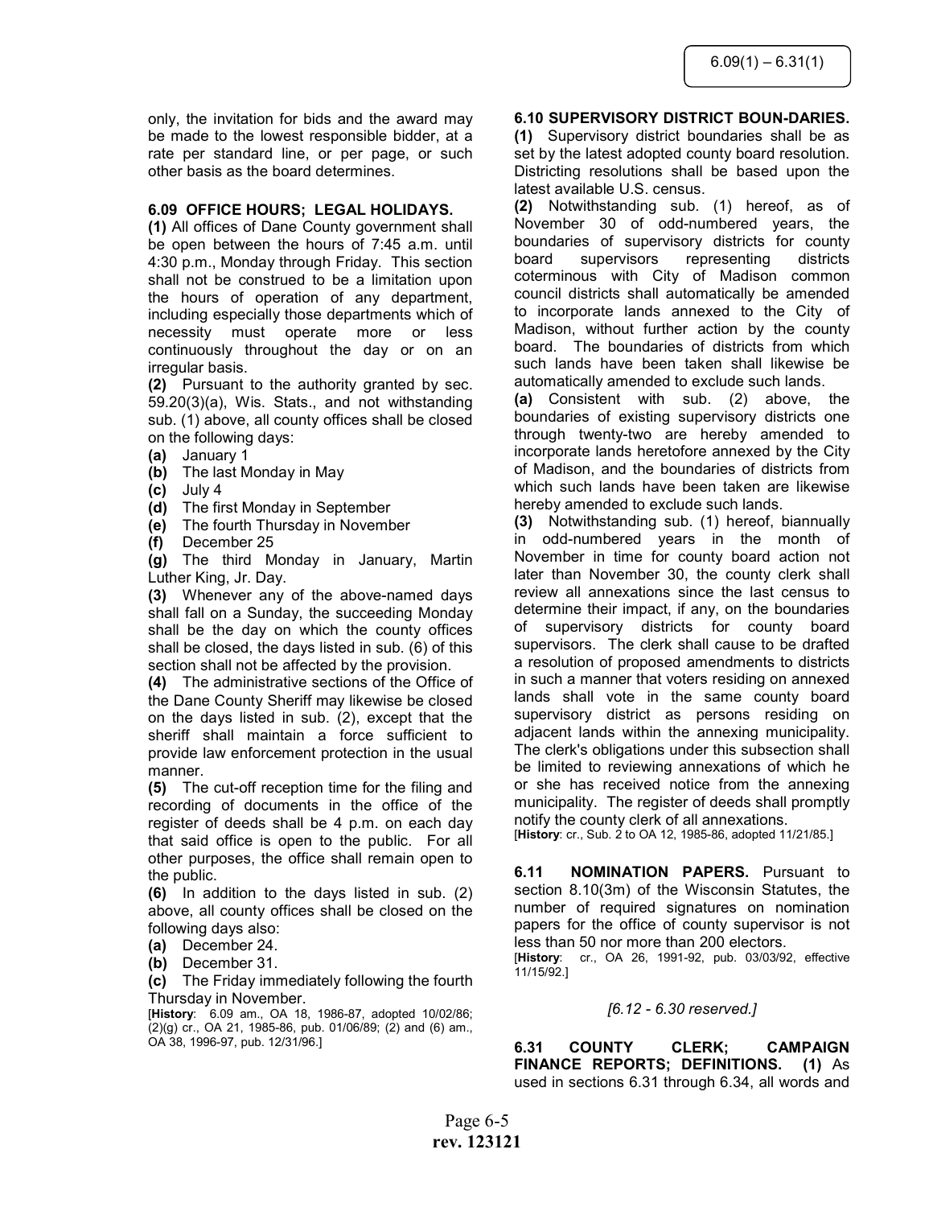only, the invitation for bids and the award may be made to the lowest responsible bidder, at a rate per standard line, or per page, or such other basis as the board determines.

**6.09 OFFICE HOURS; LEGAL HOLIDAYS.**
**(1)** All offices of Dane County government shall be open between the hours of 7:45 a.m. until 4:30 p.m., Monday through Friday. This section shall not be construed to be a limitation upon the hours of operation of any department, including especially those departments which of necessity must operate more or less continuously throughout the day or on an irregular basis.
**(2)** Pursuant to the authority granted by sec. 59.20(3)(a), Wis. Stats., and not withstanding sub. (1) above, all county offices shall be closed on the following days:
**(a)** January 1
**(b)** The last Monday in May
**(c)** July 4
**(d)** The first Monday in September
**(e)** The fourth Thursday in November
**(f)** December 25
**(g)** The third Monday in January, Martin Luther King, Jr. Day.
**(3)** Whenever any of the above-named days shall fall on a Sunday, the succeeding Monday shall be the day on which the county offices shall be closed, the days listed in sub. (6) of this section shall not be affected by the provision.
**(4)** The administrative sections of the Office of the Dane County Sheriff may likewise be closed on the days listed in sub. (2), except that the sheriff shall maintain a force sufficient to provide law enforcement protection in the usual manner.
**(5)** The cut-off reception time for the filing and recording of documents in the office of the register of deeds shall be 4 p.m. on each day that said office is open to the public. For all other purposes, the office shall remain open to the public.
**(6)** In addition to the days listed in sub. (2) above, all county offices shall be closed on the following days also:
**(a)** December 24.
**(b)** December 31.
**(c)** The Friday immediately following the fourth Thursday in November.
[**History**: 6.09 am., OA 18, 1986-87, adopted 10/02/86; (2)(g) cr., OA 21, 1985-86, pub. 01/06/89; (2) and (6) am., OA 38, 1996-97, pub. 12/31/96.]

**6.10 SUPERVISORY DISTRICT BOUN-DARIES.**
**(1)** Supervisory district boundaries shall be as set by the latest adopted county board resolution. Districting resolutions shall be based upon the latest available U.S. census.
**(2)** Notwithstanding sub. (1) hereof, as of November 30 of odd-numbered years, the boundaries of supervisory districts for county board supervisors representing districts coterminous with City of Madison common council districts shall automatically be amended to incorporate lands annexed to the City of Madison, without further action by the county board. The boundaries of districts from which such lands have been taken shall likewise be automatically amended to exclude such lands.
**(a)** Consistent with sub. (2) above, the boundaries of existing supervisory districts one through twenty-two are hereby amended to incorporate lands heretofore annexed by the City of Madison, and the boundaries of districts from which such lands have been taken are likewise hereby amended to exclude such lands.
**(3)** Notwithstanding sub. (1) hereof, biannually in odd-numbered years in the month of November in time for county board action not later than November 30, the county clerk shall review all annexations since the last census to determine their impact, if any, on the boundaries of supervisory districts for county board supervisors. The clerk shall cause to be drafted a resolution of proposed amendments to districts in such a manner that voters residing on annexed lands shall vote in the same county board supervisory district as persons residing on adjacent lands within the annexing municipality. The clerk's obligations under this subsection shall be limited to reviewing annexations of which he or she has received notice from the annexing municipality. The register of deeds shall promptly notify the county clerk of all annexations.
[**History**: cr., Sub. 2 to OA 12, 1985-86, adopted 11/21/85.]

**6.11 NOMINATION PAPERS.** Pursuant to section 8.10(3m) of the Wisconsin Statutes, the number of required signatures on nomination papers for the office of county supervisor is not less than 50 nor more than 200 electors.
[**History**: cr., OA 26, 1991-92, pub. 03/03/92, effective 11/15/92.]

*[6.12 - 6.30 reserved.]*

**6.31 COUNTY CLERK; CAMPAIGN FINANCE REPORTS; DEFINITIONS. (1)** As used in sections 6.31 through 6.34, all words and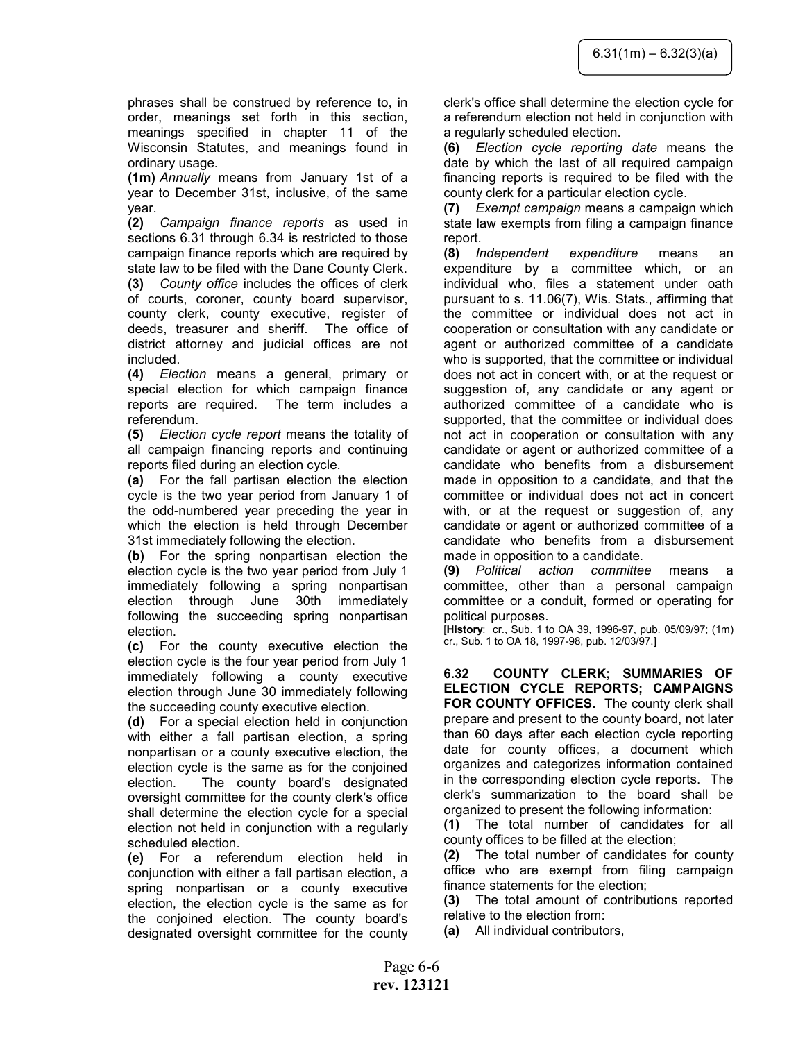phrases shall be construed by reference to, in order, meanings set forth in this section, meanings specified in chapter 11 of the Wisconsin Statutes, and meanings found in ordinary usage.

**(1m)** *Annually* means from January 1st of a year to December 31st, inclusive, of the same year.

**(2)** *Campaign finance reports* as used in sections 6.31 through 6.34 is restricted to those campaign finance reports which are required by state law to be filed with the Dane County Clerk.

**(3)** *County office* includes the offices of clerk of courts, coroner, county board supervisor, county clerk, county executive, register of deeds, treasurer and sheriff. The office of district attorney and judicial offices are not included.

**(4)** *Election* means a general, primary or special election for which campaign finance reports are required. The term includes a referendum.

**(5)** *Election cycle report* means the totality of all campaign financing reports and continuing reports filed during an election cycle.

**(a)** For the fall partisan election the election cycle is the two year period from January 1 of the odd-numbered year preceding the year in which the election is held through December 31st immediately following the election.

**(b)** For the spring nonpartisan election the election cycle is the two year period from July 1 immediately following a spring nonpartisan election through June 30th immediately following the succeeding spring nonpartisan election.

**(c)** For the county executive election the election cycle is the four year period from July 1 immediately following a county executive election through June 30 immediately following the succeeding county executive election.

**(d)** For a special election held in conjunction with either a fall partisan election, a spring nonpartisan or a county executive election, the election cycle is the same as for the conjoined election. The county board's designated oversight committee for the county clerk's office shall determine the election cycle for a special election not held in conjunction with a regularly scheduled election.

**(e)** For a referendum election held in conjunction with either a fall partisan election, a spring nonpartisan or a county executive election, the election cycle is the same as for the conjoined election. The county board's designated oversight committee for the county clerk's office shall determine the election cycle for a referendum election not held in conjunction with a regularly scheduled election.

**(6)** *Election cycle reporting date* means the date by which the last of all required campaign financing reports is required to be filed with the county clerk for a particular election cycle.

**(7)** *Exempt campaign* means a campaign which state law exempts from filing a campaign finance report.

**(8)** *Independent expenditure* means an expenditure by a committee which, or an individual who, files a statement under oath pursuant to s. 11.06(7), Wis. Stats., affirming that the committee or individual does not act in cooperation or consultation with any candidate or agent or authorized committee of a candidate who is supported, that the committee or individual does not act in concert with, or at the request or suggestion of, any candidate or any agent or authorized committee of a candidate who is supported, that the committee or individual does not act in cooperation or consultation with any candidate or agent or authorized committee of a candidate who benefits from a disbursement made in opposition to a candidate, and that the committee or individual does not act in concert with, or at the request or suggestion of, any candidate or agent or authorized committee of a candidate who benefits from a disbursement made in opposition to a candidate.

**(9)** *Political action committee* means a committee, other than a personal campaign committee or a conduit, formed or operating for political purposes.

[**History**: cr., Sub. 1 to OA 39, 1996-97, pub. 05/09/97; (1m) cr., Sub. 1 to OA 18, 1997-98, pub. 12/03/97.]

**6.32 COUNTY CLERK; SUMMARIES OF ELECTION CYCLE REPORTS; CAMPAIGNS FOR COUNTY OFFICES.** The county clerk shall prepare and present to the county board, not later than 60 days after each election cycle reporting date for county offices, a document which organizes and categorizes information contained in the corresponding election cycle reports. The clerk's summarization to the board shall be organized to present the following information:

**(1)** The total number of candidates for all county offices to be filled at the election;

**(2)** The total number of candidates for county office who are exempt from filing campaign finance statements for the election;

**(3)** The total amount of contributions reported relative to the election from:

**(a)** All individual contributors,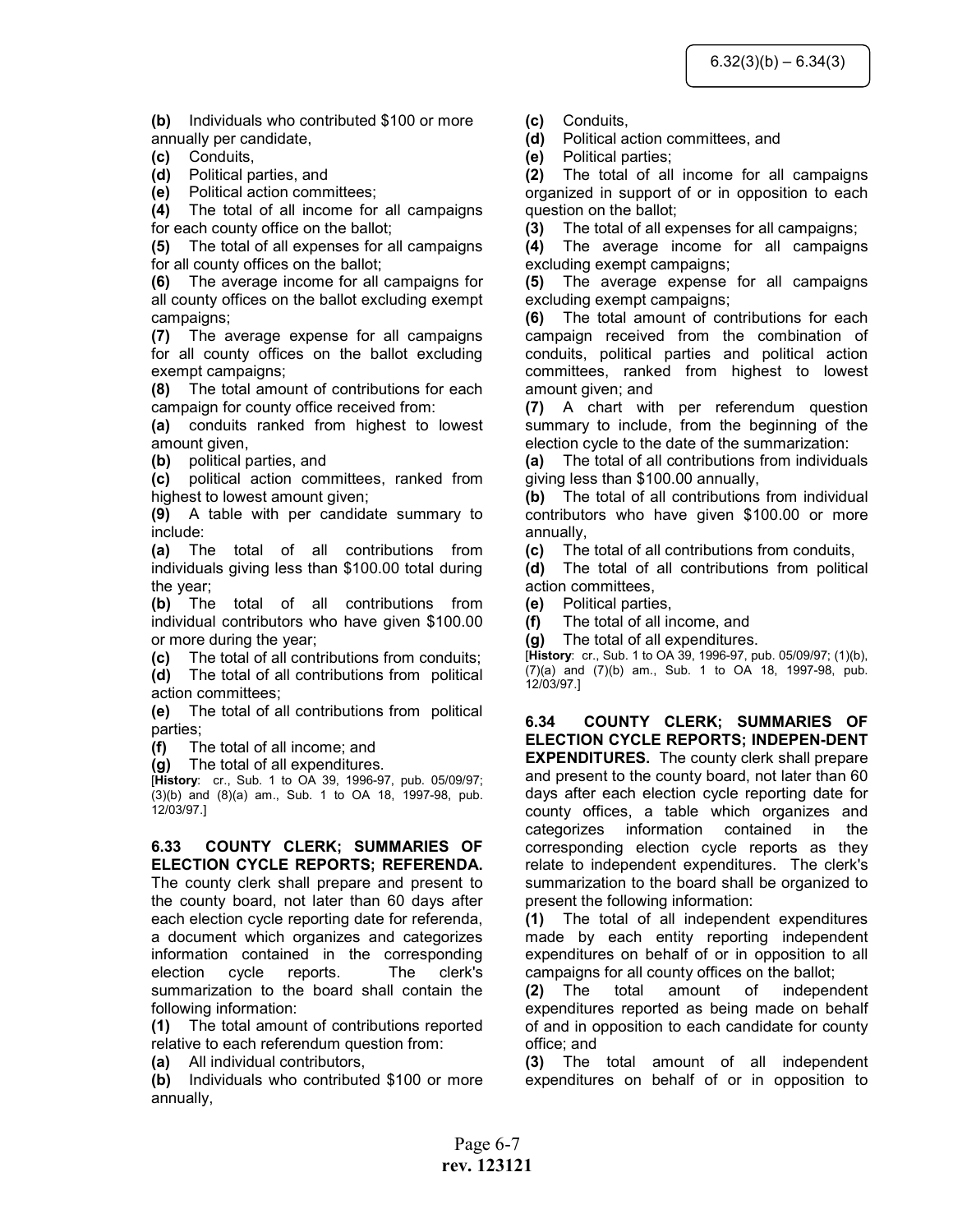**(b)** Individuals who contributed $100 or more annually per candidate,

**(c)** Conduits,

**(d)** Political parties, and

**(e)** Political action committees;

**(4)** The total of all income for all campaigns for each county office on the ballot;

**(5)** The total of all expenses for all campaigns for all county offices on the ballot;

**(6)** The average income for all campaigns for all county offices on the ballot excluding exempt campaigns;

**(7)** The average expense for all campaigns for all county offices on the ballot excluding exempt campaigns;

**(8)** The total amount of contributions for each campaign for county office received from:

**(a)** conduits ranked from highest to lowest amount given,

**(b)** political parties, and

**(c)** political action committees, ranked from highest to lowest amount given;

**(9)** A table with per candidate summary to include:

**(a)** The total of all contributions from individuals giving less than $100.00 total during the year;

**(b)** The total of all contributions from individual contributors who have given $100.00 or more during the year;

**(c)** The total of all contributions from conduits;

**(d)** The total of all contributions from political action committees;

**(e)** The total of all contributions from political parties;

**(f)** The total of all income; and

**(g)** The total of all expenditures.

[**History**: cr., Sub. 1 to OA 39, 1996-97, pub. 05/09/97; (3)(b) and (8)(a) am., Sub. 1 to OA 18, 1997-98, pub. 12/03/97.]

**6.33 COUNTY CLERK; SUMMARIES OF ELECTION CYCLE REPORTS; REFERENDA.** The county clerk shall prepare and present to the county board, not later than 60 days after each election cycle reporting date for referenda, a document which organizes and categorizes information contained in the corresponding election cycle reports. The clerk's summarization to the board shall contain the following information:

**(1)** The total amount of contributions reported relative to each referendum question from:

**(a)** All individual contributors,

**(b)** Individuals who contributed $100 or more annually,

**(c)** Conduits,

**(d)** Political action committees, and

**(e)** Political parties;

**(2)** The total of all income for all campaigns organized in support of or in opposition to each question on the ballot;

**(3)** The total of all expenses for all campaigns;

**(4)** The average income for all campaigns excluding exempt campaigns;

**(5)** The average expense for all campaigns excluding exempt campaigns;

**(6)** The total amount of contributions for each campaign received from the combination of conduits, political parties and political action committees, ranked from highest to lowest amount given; and

**(7)** A chart with per referendum question summary to include, from the beginning of the election cycle to the date of the summarization:

**(a)** The total of all contributions from individuals giving less than $100.00 annually,

**(b)** The total of all contributions from individual contributors who have given $100.00 or more annually,

**(c)** The total of all contributions from conduits,

**(d)** The total of all contributions from political action committees,

**(e)** Political parties,

**(f)** The total of all income, and

**(g)** The total of all expenditures.

[**History**: cr., Sub. 1 to OA 39, 1996-97, pub. 05/09/97; (1)(b), (7)(a) and (7)(b) am., Sub. 1 to OA 18, 1997-98, pub. 12/03/97.]

**6.34 COUNTY CLERK; SUMMARIES OF ELECTION CYCLE REPORTS; INDEPEN-DENT EXPENDITURES.** The county clerk shall prepare and present to the county board, not later than 60 days after each election cycle reporting date for county offices, a table which organizes and categorizes information contained in the corresponding election cycle reports as they relate to independent expenditures. The clerk's summarization to the board shall be organized to present the following information:

**(1)** The total of all independent expenditures made by each entity reporting independent expenditures on behalf of or in opposition to all campaigns for all county offices on the ballot;

**(2)** The total amount of independent expenditures reported as being made on behalf of and in opposition to each candidate for county office; and

**(3)** The total amount of all independent expenditures on behalf of or in opposition to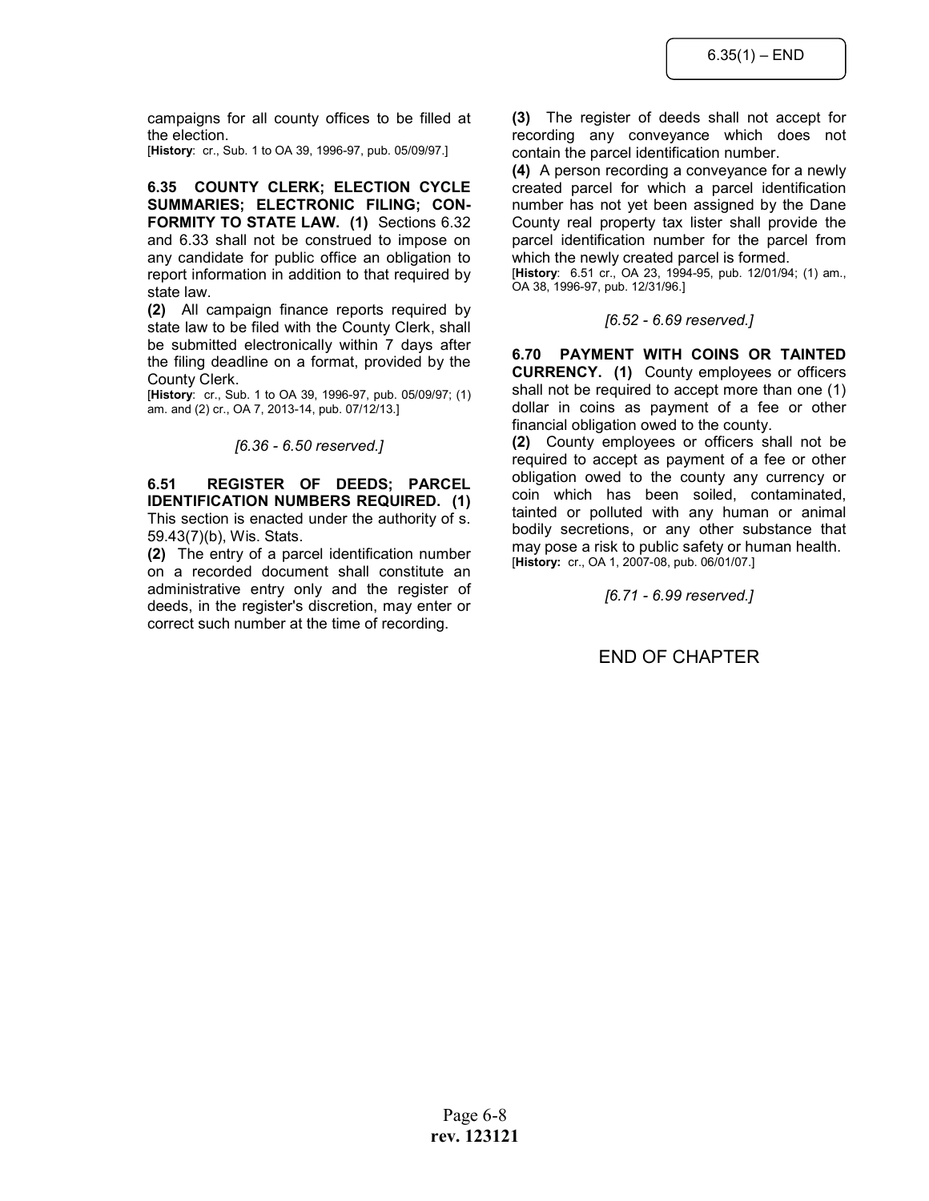campaigns for all county offices to be filled at the election.
[**History**: cr., Sub. 1 to OA 39, 1996-97, pub. 05/09/97.]

**6.35 COUNTY CLERK; ELECTION CYCLE SUMMARIES; ELECTRONIC FILING; CONFORMITY TO STATE LAW. (1)** Sections 6.32 and 6.33 shall not be construed to impose on any candidate for public office an obligation to report information in addition to that required by state law.

**(2)** All campaign finance reports required by state law to be filed with the County Clerk, shall be submitted electronically within 7 days after the filing deadline on a format, provided by the County Clerk.
[**History**: cr., Sub. 1 to OA 39, 1996-97, pub. 05/09/97; (1) am. and (2) cr., OA 7, 2013-14, pub. 07/12/13.]

*[6.36 - 6.50 reserved.]*

**6.51 REGISTER OF DEEDS; PARCEL IDENTIFICATION NUMBERS REQUIRED. (1)** This section is enacted under the authority of s. 59.43(7)(b), Wis. Stats.

**(2)** The entry of a parcel identification number on a recorded document shall constitute an administrative entry only and the register of deeds, in the register's discretion, may enter or correct such number at the time of recording.

**(3)** The register of deeds shall not accept for recording any conveyance which does not contain the parcel identification number.

**(4)** A person recording a conveyance for a newly created parcel for which a parcel identification number has not yet been assigned by the Dane County real property tax lister shall provide the parcel identification number for the parcel from which the newly created parcel is formed.
[**History**: 6.51 cr., OA 23, 1994-95, pub. 12/01/94; (1) am., OA 38, 1996-97, pub. 12/31/96.]

*[6.52 - 6.69 reserved.]*

**6.70 PAYMENT WITH COINS OR TAINTED CURRENCY. (1)** County employees or officers shall not be required to accept more than one (1) dollar in coins as payment of a fee or other financial obligation owed to the county.

**(2)** County employees or officers shall not be required to accept as payment of a fee or other obligation owed to the county any currency or coin which has been soiled, contaminated, tainted or polluted with any human or animal bodily secretions, or any other substance that may pose a risk to public safety or human health.
[**History:** cr., OA 1, 2007-08, pub. 06/01/07.]

*[6.71 - 6.99 reserved.]*

END OF CHAPTER